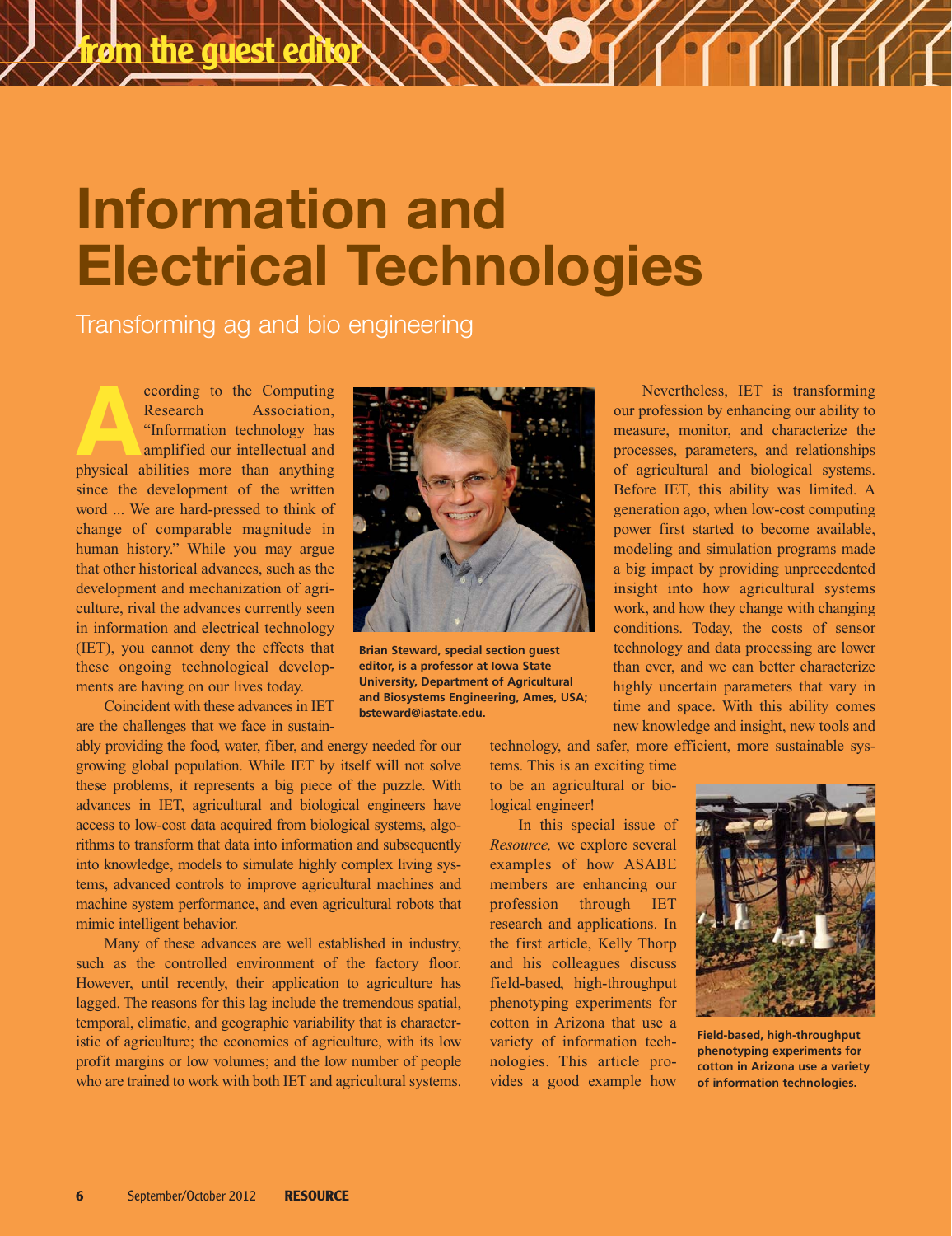# Information and Electrical Technologies

## Transforming ag and bio engineering

According to the Computing Research Association, "Information technology has amplified our intellectual and physical abilities more than anything since the development of the written word ... We are hard-pressed to think of change of comparable magnitude in human history." While you may argue that other historical advances, such as the development and mechanization of agriculture, rival the advances currently seen in information and electrical technology (IET), you cannot deny the effects that these ongoing technological developments are having on our lives today.

Brian Steward, special section guest editor, is a professor at Iowa State University, Department of Agricultural and Biosystems Engineering, Ames, USA; bsteward@iastate.edu.

Coincident with these advances in IET are the challenges that we face in sustainably providing the food, water, fiber, and energy needed for our growing global population. While IET by itself will not solve these problems, it represents a big piece of the puzzle. With advances in IET, agricultural and biological engineers have access to low-cost data acquired from biological systems, algorithms to transform that data into information and subsequently into knowledge, models to simulate highly complex living systems, advanced controls to improve agricultural machines and machine system performance, and even agricultural robots that mimic intelligent behavior.

Many of these advances are well established in industry, such as the controlled environment of the factory floor. However, until recently, their application to agriculture has lagged. The reasons for this lag include the tremendous spatial, temporal, climatic, and geographic variability that is characteristic of agriculture; the economics of agriculture, with its low profit margins or low volumes; and the low number of people who are trained to work with both IET and agricultural systems.

Nevertheless, IET is transforming our profession by enhancing our ability to measure, monitor, and characterize the processes, parameters, and relationships of agricultural and biological systems. Before IET, this ability was limited. A generation ago, when low-cost computing power first started to become available, modeling and simulation programs made a big impact by providing unprecedented insight into how agricultural systems work, and how they change with changing conditions. Today, the costs of sensor technology and data processing are lower than ever, and we can better characterize highly uncertain parameters that vary in time and space. With this ability comes new knowledge and insight, new tools and technology, and safer, more efficient, more sustainable systems. This is an exciting time to be an agricultural or biological engineer!

In this special issue of *Resource,* we explore several examples of how ASABE members are enhancing our profession through IET research and applications. In the first article, Kelly Thorp and his colleagues discuss field-based, high-throughput phenotyping experiments for cotton in Arizona that use a variety of information technologies. This article provides a good example how

Field-based, high-throughput phenotyping experiments for cotton in Arizona use a variety of information technologies.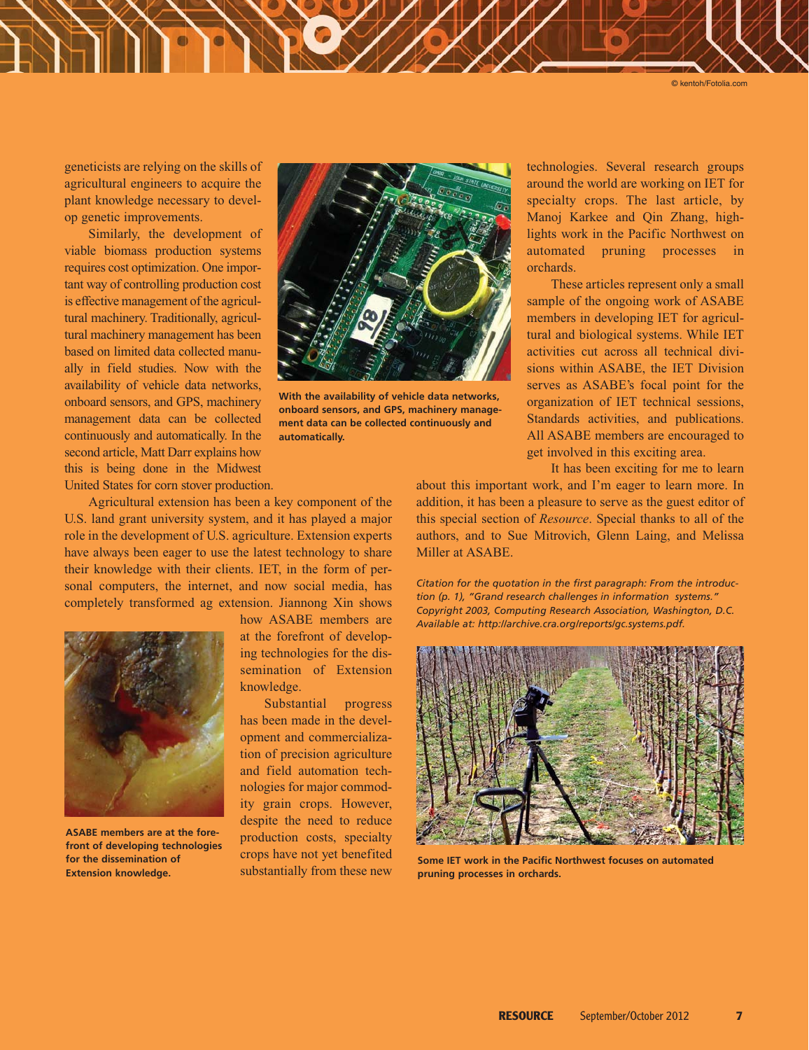geneticists are relying on the skills of agricultural engineers to acquire the plant knowledge necessary to develop genetic improvements.

Similarly, the development of viable biomass production systems requires cost optimization. One important way of controlling production cost is effective management of the agricultural machinery. Traditionally, agricultural machinery management has been based on limited data collected manually in field studies. Now with the availability of vehicle data networks, onboard sensors, and GPS, machinery management data can be collected continuously and automatically. In the second article, Matt Darr explains how this is being done in the Midwest United States for corn stover production.

**With the availability of vehicle data networks, onboard sensors, and GPS, machinery management data can be collected continuously and automatically.**

Agricultural extension has been a key component of the U.S. land grant university system, and it has played a major role in the development of U.S. agriculture. Extension experts have always been eager to use the latest technology to share their knowledge with their clients. IET, in the form of personal computers, the internet, and now social media, has completely transformed ag extension. Jiannong Xin shows how ASABE members are at the forefront of developing technologies for the dissemination of Extension knowledge.

**ASABE members are at the forefront of developing technologies for the dissemination of Extension knowledge.**

Substantial progress has been made in the development and commercialization of precision agriculture and field automation technologies for major commodity grain crops. However, despite the need to reduce production costs, specialty crops have not yet benefited substantially from these new technologies. Several research groups around the world are working on IET for specialty crops. The last article, by Manoj Karkee and Qin Zhang, highlights work in the Pacific Northwest on automated pruning processes in orchards.

These articles represent only a small sample of the ongoing work of ASABE members in developing IET for agricultural and biological systems. While IET activities cut across all technical divisions within ASABE, the IET Division serves as ASABE's focal point for the organization of IET technical sessions, Standards activities, and publications. All ASABE members are encouraged to get involved in this exciting area.

It has been exciting for me to learn about this important work, and I'm eager to learn more. In addition, it has been a pleasure to serve as the guest editor of this special section of *Resource*. Special thanks to all of the authors, and to Sue Mitrovich, Glenn Laing, and Melissa Miller at ASABE.

*Citation for the quotation in the first paragraph: From the introduction (p. 1), "Grand research challenges in information systems." Copyright 2003, Computing Research Association, Washington, D.C. Available at: http://archive.cra.org/reports/gc.systems.pdf.*

**Some IET work in the Pacific Northwest focuses on automated pruning processes in orchards.**